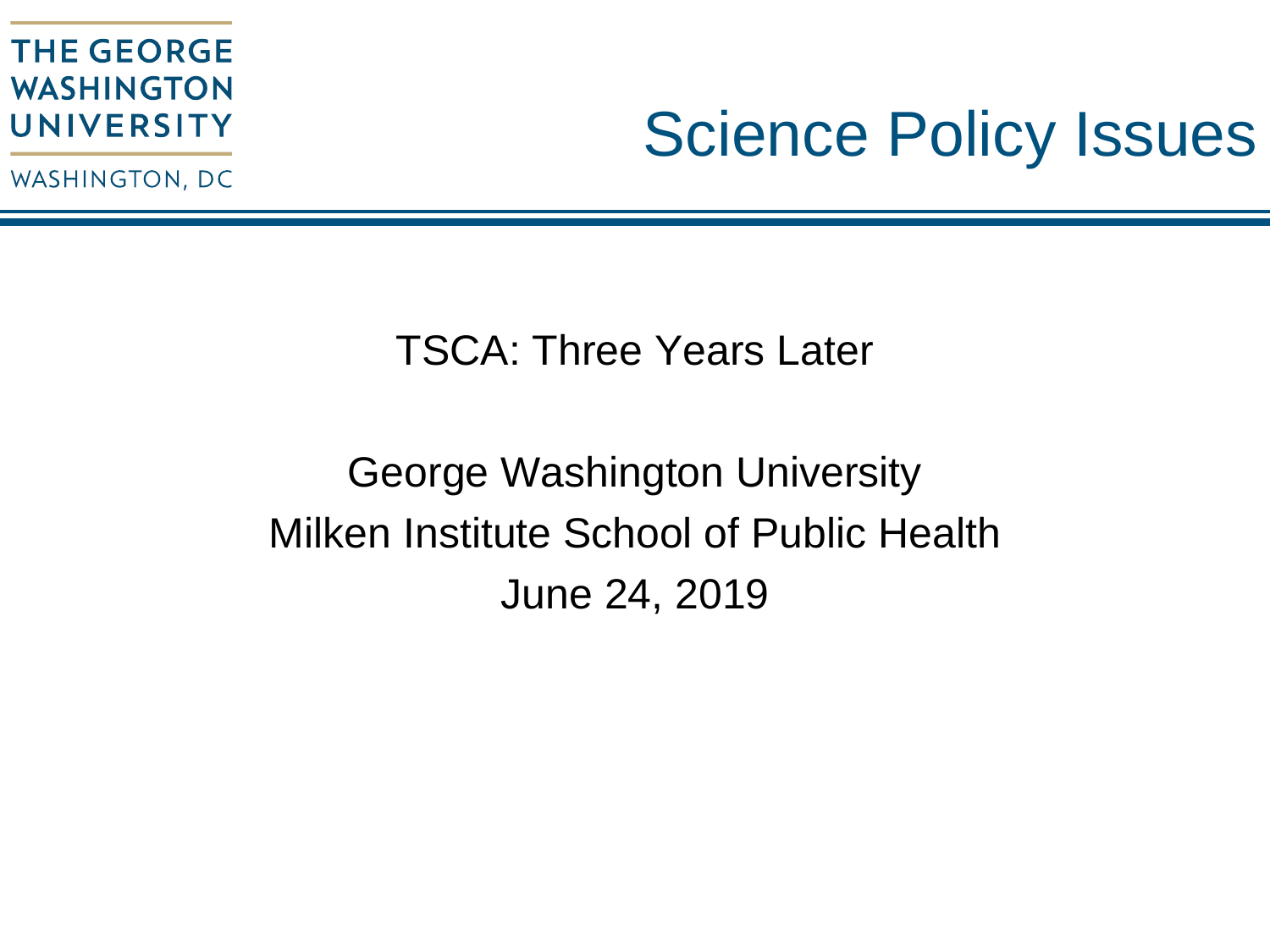THE GEORGE WASHINGTON UNIVERSITY

WASHINGTON, DC

# Science Policy Issues

## TSCA: Three Years Later

George Washington University

Milken Institute School of Public Health

June 24, 2019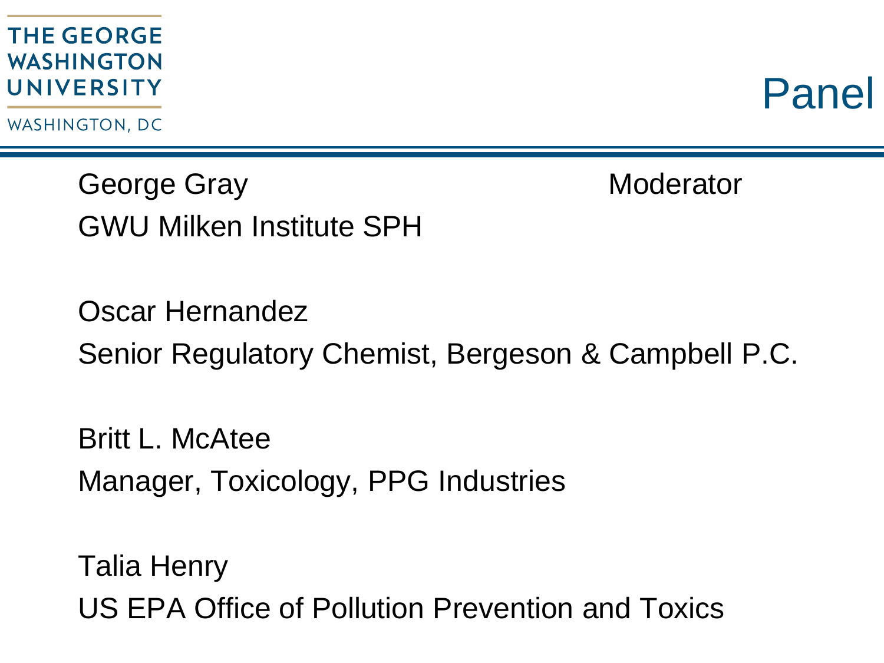# Panel

George Gray — Moderator
GWU Milken Institute SPH

Oscar Hernandez
Senior Regulatory Chemist, Bergeson & Campbell P.C.

Britt L. McAtee
Manager, Toxicology, PPG Industries

Talia Henry
US EPA Office of Pollution Prevention and Toxics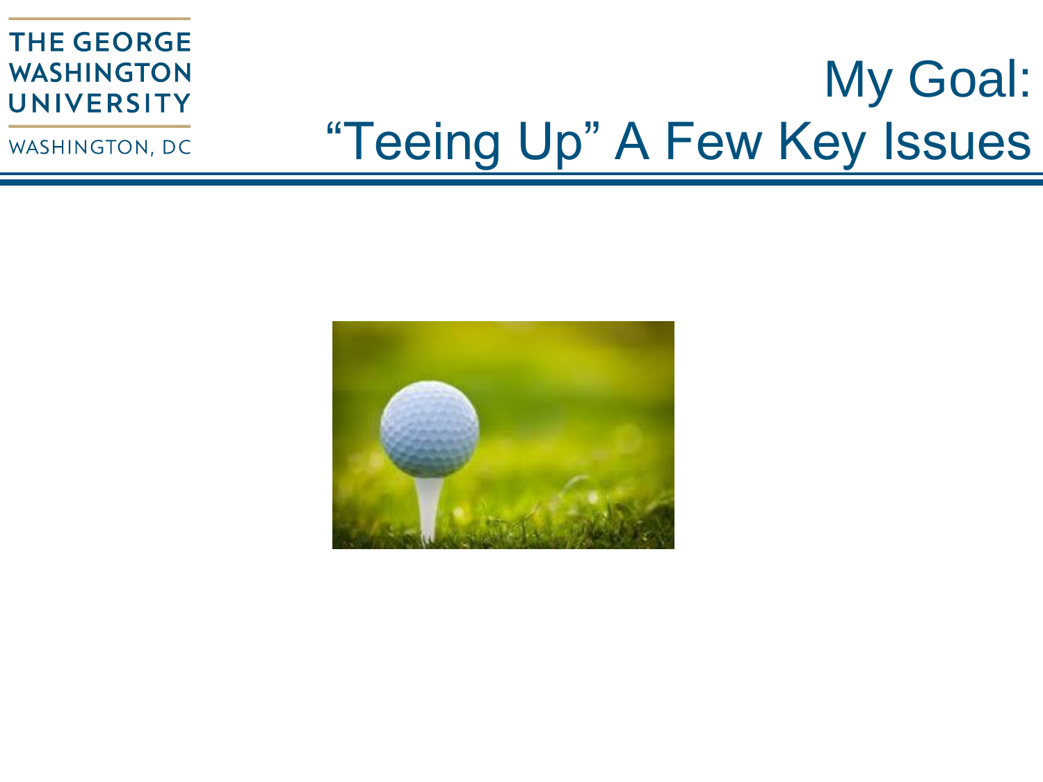# My Goal: "Teeing Up" A Few Key Issues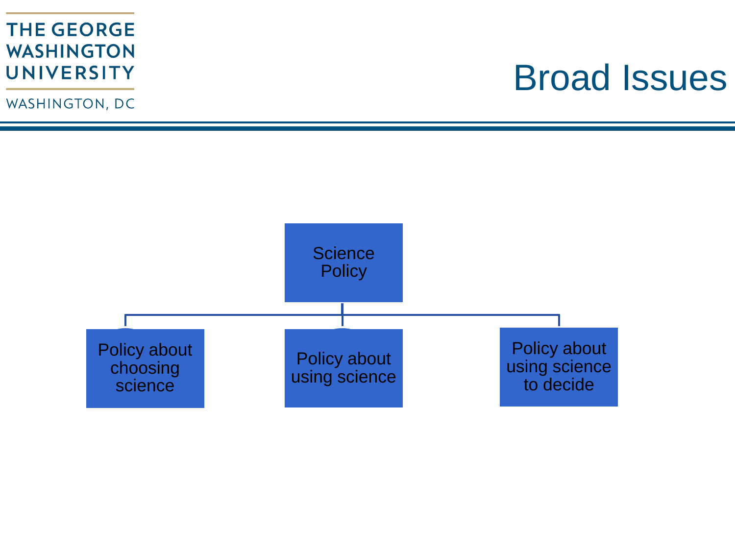# Broad Issues

- Science Policy
  - Policy about choosing science
  - Policy about using science
  - Policy about using science to decide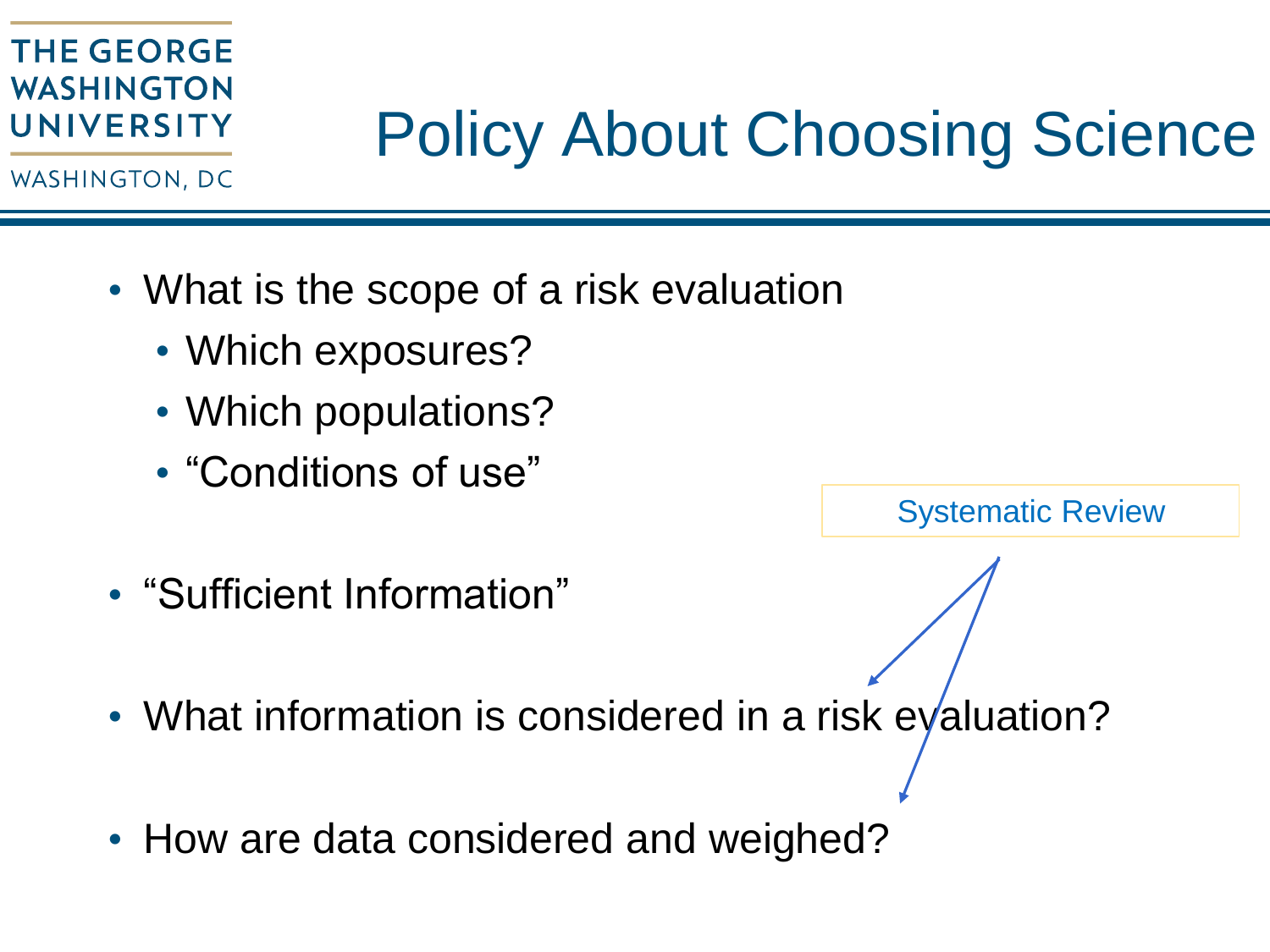# Policy About Choosing Science

- What is the scope of a risk evaluation
  - Which exposures?
  - Which populations?
  - "Conditions of use"
- "Sufficient Information"
- What information is considered in a risk evaluation?
- How are data considered and weighed?

Systematic Review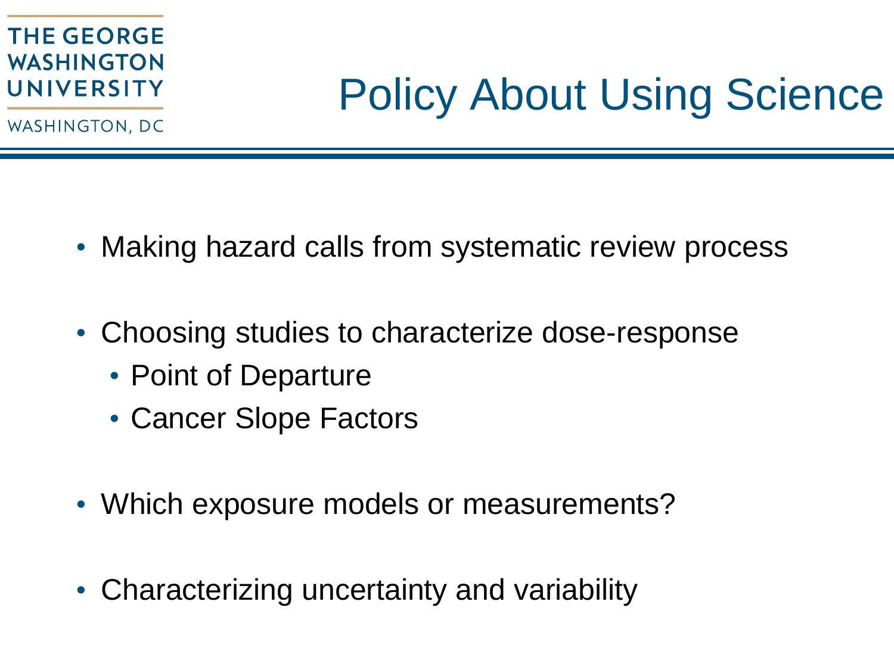# Policy About Using Science

- Making hazard calls from systematic review process
- Choosing studies to characterize dose-response
  - Point of Departure
  - Cancer Slope Factors
- Which exposure models or measurements?
- Characterizing uncertainty and variability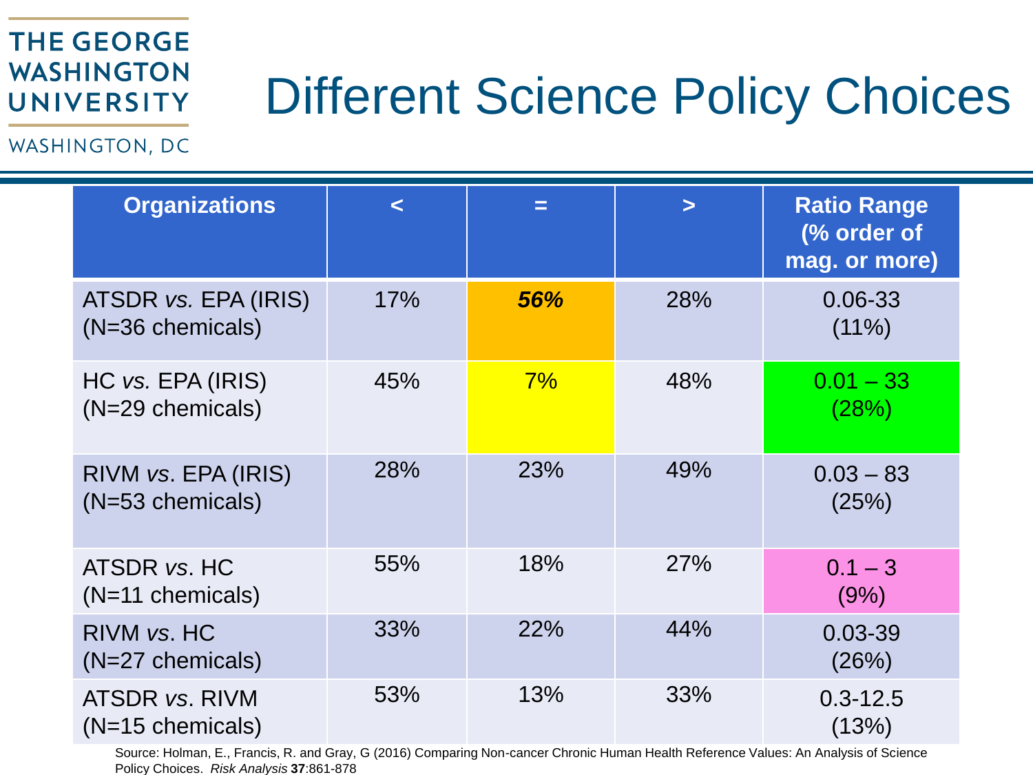# Different Science Policy Choices

| Organizations | < | = | > | Ratio Range (% order of mag. or more) |
|---|---|---|---|---|
| ATSDR *vs.* EPA (IRIS) (N=36 chemicals) | 17% | ***56%*** | 28% | 0.06-33 (11%) |
| HC *vs.* EPA (IRIS) (N=29 chemicals) | 45% | 7% | 48% | 0.01 – 33 (28%) |
| RIVM *vs*. EPA (IRIS) (N=53 chemicals) | 28% | 23% | 49% | 0.03 – 83 (25%) |
| ATSDR *vs*. HC (N=11 chemicals) | 55% | 18% | 27% | 0.1 – 3 (9%) |
| RIVM *vs*. HC (N=27 chemicals) | 33% | 22% | 44% | 0.03-39 (26%) |
| ATSDR *vs*. RIVM (N=15 chemicals) | 53% | 13% | 33% | 0.3-12.5 (13%) |

Source: Holman, E., Francis, R. and Gray, G (2016) Comparing Non-cancer Chronic Human Health Reference Values: An Analysis of Science Policy Choices. *Risk Analysis* **37**:861-878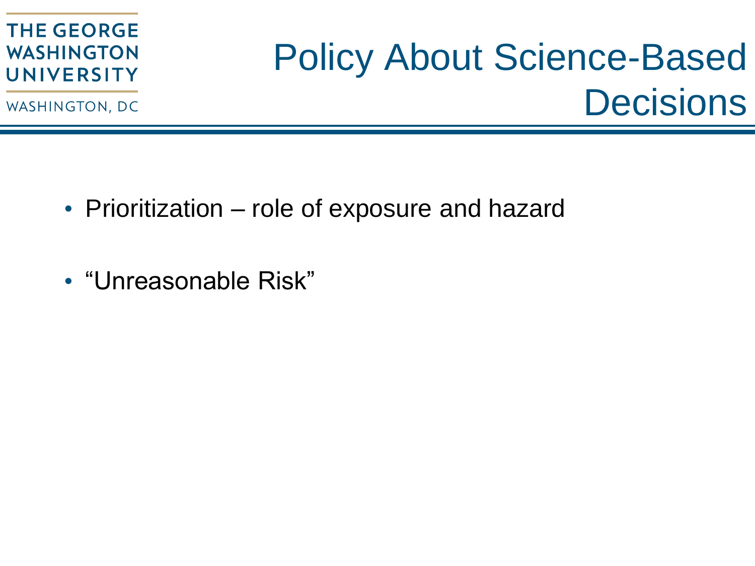# Policy About Science-Based Decisions

- Prioritization – role of exposure and hazard
- "Unreasonable Risk"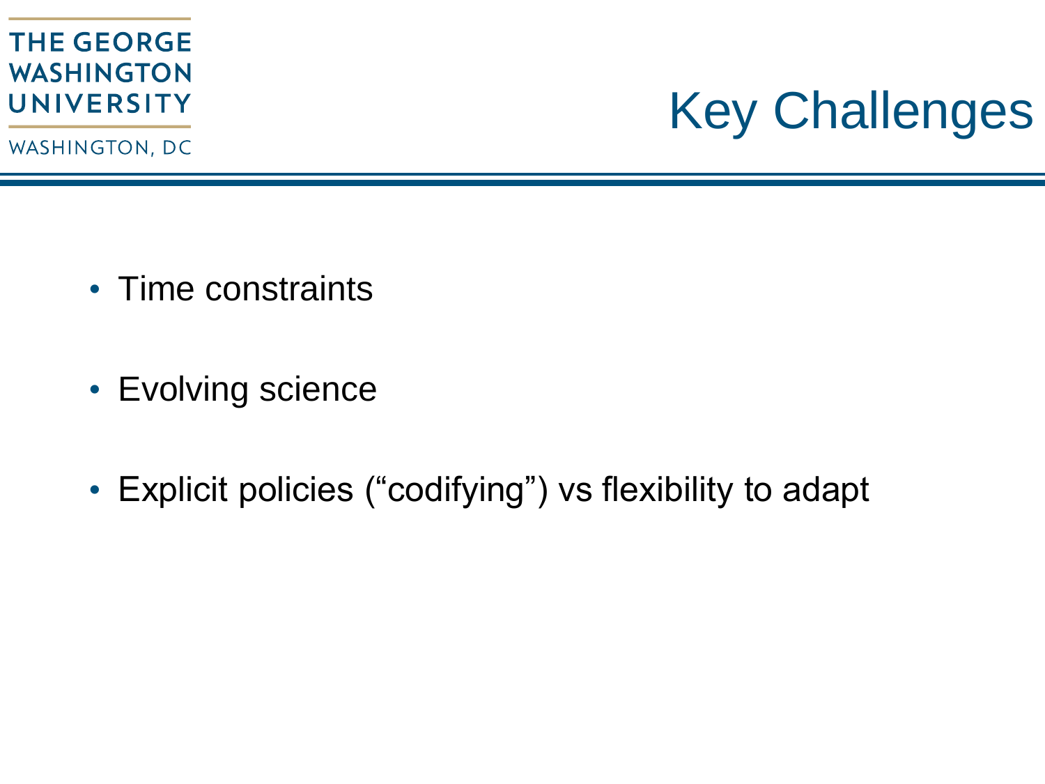# Key Challenges

- Time constraints
- Evolving science
- Explicit policies (“codifying”) vs flexibility to adapt